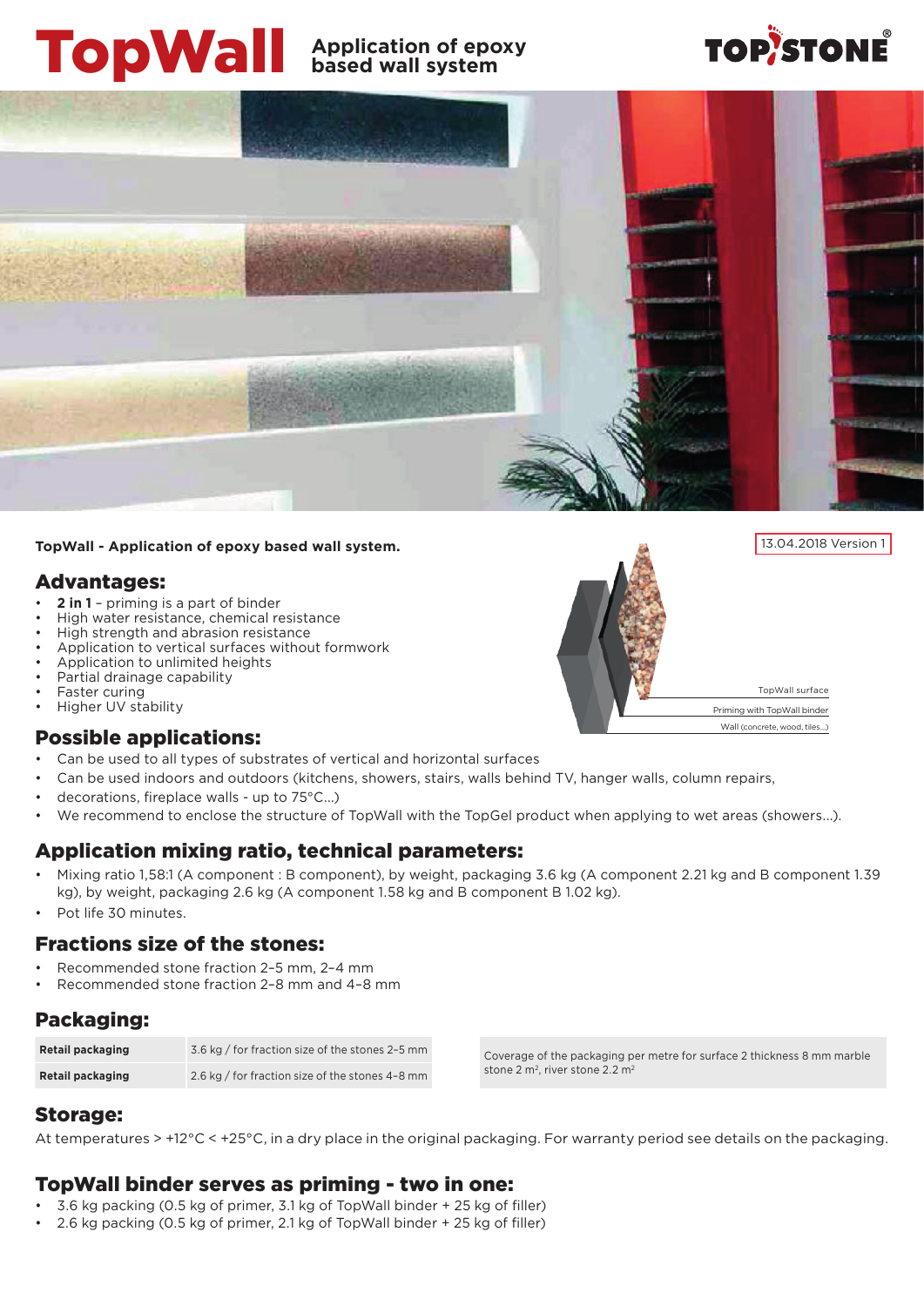# TopWall Application of epoxy based wall system

TOP STONE®

**TopWall - Application of epoxy based wall system.**

13.04.2018 Version 1

TopWall surface

Priming with TopWall binder

Wall (concrete, wood, tiles...)

## Advantages:

- **2 in 1** – priming is a part of binder
- High water resistance, chemical resistance
- High strength and abrasion resistance
- Application to vertical surfaces without formwork
- Application to unlimited heights
- Partial drainage capability
- Faster curing
- Higher UV stability

## Possible applications:

- Can be used to all types of substrates of vertical and horizontal surfaces
- Can be used indoors and outdoors (kitchens, showers, stairs, walls behind TV, hanger walls, column repairs,
- decorations, fireplace walls - up to 75°C...)
- We recommend to enclose the structure of TopWall with the TopGel product when applying to wet areas (showers...).

## Application mixing ratio, technical parameters:

- Mixing ratio 1,58:1 (A component : B component), by weight, packaging 3.6 kg (A component 2.21 kg and B component 1.39 kg), by weight, packaging 2.6 kg (A component 1.58 kg and B component B 1.02 kg).
- Pot life 30 minutes.

## Fractions size of the stones:

- Recommended stone fraction 2–5 mm, 2–4 mm
- Recommended stone fraction 2–8 mm and 4–8 mm

## Packaging:

| | |
|---|---|
| **Retail packaging** | 3.6 kg / for fraction size of the stones 2–5 mm |
| **Retail packaging** | 2.6 kg / for fraction size of the stones 4–8 mm |

Coverage of the packaging per metre for surface 2 thickness 8 mm marble stone 2 m², river stone 2.2 m²

## Storage:

At temperatures > +12°C < +25°C, in a dry place in the original packaging. For warranty period see details on the packaging.

## TopWall binder serves as priming - two in one:

- 3.6 kg packing (0.5 kg of primer, 3.1 kg of TopWall binder + 25 kg of filler)
- 2.6 kg packing (0.5 kg of primer, 2.1 kg of TopWall binder + 25 kg of filler)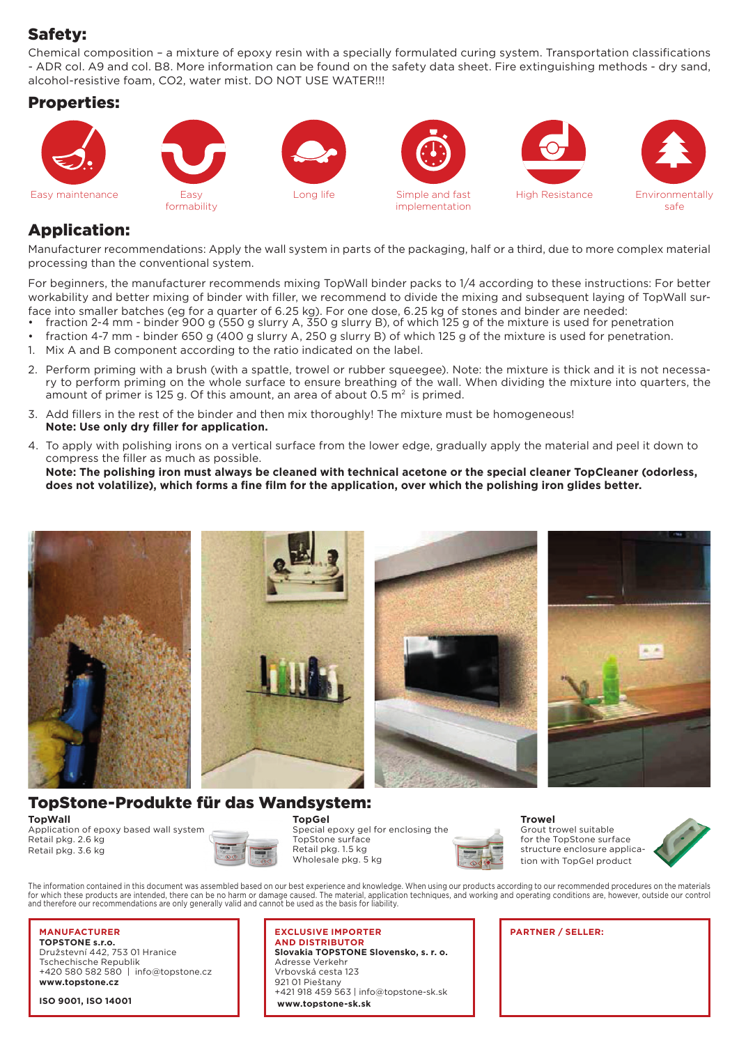## Safety:

Chemical composition – a mixture of epoxy resin with a specially formulated curing system. Transportation classifications - ADR col. A9 and col. B8. More information can be found on the safety data sheet. Fire extinguishing methods - dry sand, alcohol-resistive foam, $CO_2$, water mist. DO NOT USE WATER!!!

## Properties:

Easy maintenance

Easy formability

Long life

Simple and fast implementation

High Resistance

Environmentally safe

## Application:

Manufacturer recommendations: Apply the wall system in parts of the packaging, half or a third, due to more complex material processing than the conventional system.

For beginners, the manufacturer recommends mixing TopWall binder packs to 1/4 according to these instructions: For better workability and better mixing of binder with filler, we recommend to divide the mixing and subsequent laying of TopWall surface into smaller batches (eg for a quarter of 6.25 kg). For one dose, 6.25 kg of stones and binder are needed:

- fraction 2-4 mm - binder 900 g (550 g slurry A, 350 g slurry B), of which 125 g of the mixture is used for penetration
- fraction 4-7 mm - binder 650 g (400 g slurry A, 250 g slurry B) of which 125 g of the mixture is used for penetration.

1. Mix A and B component according to the ratio indicated on the label.
2. Perform priming with a brush (with a spattle, trowel or rubber squeegee). Note: the mixture is thick and it is not necessary to perform priming on the whole surface to ensure breathing of the wall. When dividing the mixture into quarters, the amount of primer is 125 g. Of this amount, an area of about 0.5 $m^2$ is primed.
3. Add fillers in the rest of the binder and then mix thoroughly! The mixture must be homogeneous!
   **Note: Use only dry filler for application.**
4. To apply with polishing irons on a vertical surface from the lower edge, gradually apply the material and peel it down to compress the filler as much as possible.
   **Note: The polishing iron must always be cleaned with technical acetone or the special cleaner TopCleaner (odorless, does not volatilize), which forms a fine film for the application, over which the polishing iron glides better.**

## TopStone-Produkte für das Wandsystem:

**TopWall**
Application of epoxy based wall system
Retail pkg. 2.6 kg
Retail pkg. 3.6 kg

**TopGel**
Special epoxy gel for enclosing the TopStone surface
Retail pkg. 1.5 kg
Wholesale pkg. 5 kg

**Trowel**
Grout trowel suitable for the TopStone surface structure enclosure application with TopGel product

The information contained in this document was assembled based on our best experience and knowledge. When using our products according to our recommended procedures on the materials for which these products are intended, there can be no harm or damage caused. The material, application techniques, and working and operating conditions are, however, outside our control and therefore our recommendations are only generally valid and cannot be used as the basis for liability.

**MANUFACTURER**
**TOPSTONE s.r.o.**
Družstevní 442, 753 01 Hranice
Tschechische Republik
+420 580 582 580 | info@topstone.cz
**www.topstone.cz**

**ISO 9001, ISO 14001**

**EXCLUSIVE IMPORTER AND DISTRIBUTOR**
**Slovakia TOPSTONE Slovensko, s. r. o.**
Adresse Verkehr
Vrbovská cesta 123
921 01 Piešťany
+421 918 459 563 | info@topstone-sk.sk
**www.topstone-sk.sk**

**PARTNER / SELLER:**